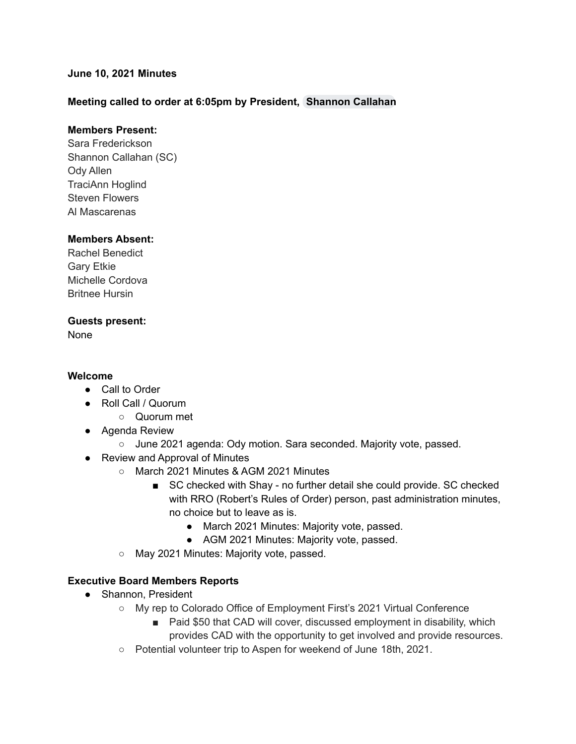**June 10, 2021 Minutes**

**Meeting called to order at 6:05pm by President, Shannon Callahan**

**Members Present:**
Sara Frederickson
Shannon Callahan (SC)
Ody Allen
TraciAnn Hoglind
Steven Flowers
Al Mascarenas

**Members Absent:**
Rachel Benedict
Gary Etkie
Michelle Cordova
Britnee Hursin

**Guests present:**
None

**Welcome**

- Call to Order
- Roll Call / Quorum
  - Quorum met
- Agenda Review
  - June 2021 agenda: Ody motion. Sara seconded. Majority vote, passed.
- Review and Approval of Minutes
  - March 2021 Minutes & AGM 2021 Minutes
    - SC checked with Shay - no further detail she could provide. SC checked with RRO (Robert's Rules of Order) person, past administration minutes, no choice but to leave as is.
      - March 2021 Minutes: Majority vote, passed.
      - AGM 2021 Minutes: Majority vote, passed.
  - May 2021 Minutes: Majority vote, passed.

**Executive Board Members Reports**

- Shannon, President
  - My rep to Colorado Office of Employment First's 2021 Virtual Conference
    - Paid $50 that CAD will cover, discussed employment in disability, which provides CAD with the opportunity to get involved and provide resources.
  - Potential volunteer trip to Aspen for weekend of June 18th, 2021.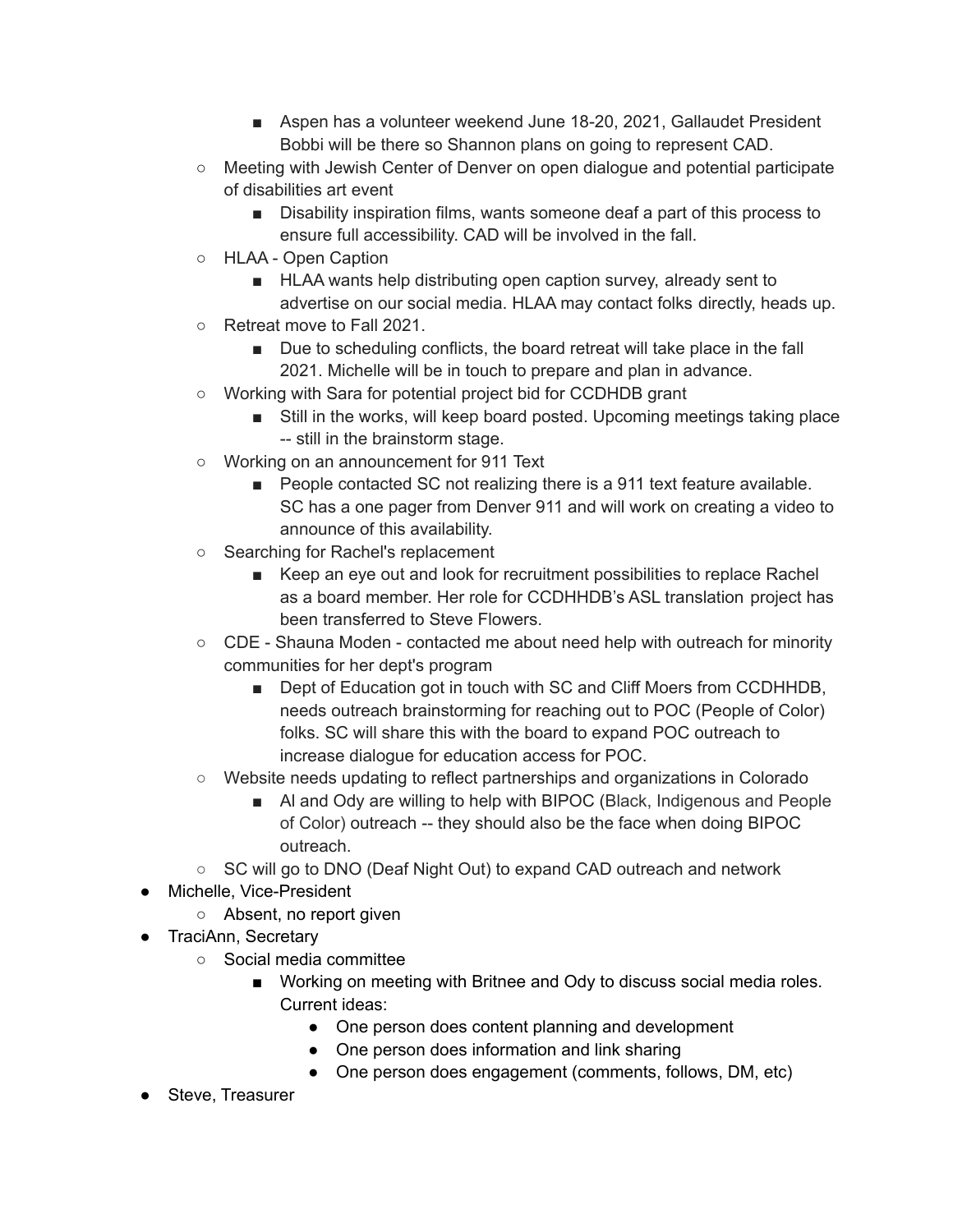- Aspen has a volunteer weekend June 18-20, 2021, Gallaudet President Bobbi will be there so Shannon plans on going to represent CAD.
    - Meeting with Jewish Center of Denver on open dialogue and potential participate of disabilities art event
        - Disability inspiration films, wants someone deaf a part of this process to ensure full accessibility. CAD will be involved in the fall.
    - HLAA - Open Caption
        - HLAA wants help distributing open caption survey, already sent to advertise on our social media. HLAA may contact folks directly, heads up.
    - Retreat move to Fall 2021.
        - Due to scheduling conflicts, the board retreat will take place in the fall 2021. Michelle will be in touch to prepare and plan in advance.
    - Working with Sara for potential project bid for CCDHDB grant
        - Still in the works, will keep board posted. Upcoming meetings taking place -- still in the brainstorm stage.
    - Working on an announcement for 911 Text
        - People contacted SC not realizing there is a 911 text feature available. SC has a one pager from Denver 911 and will work on creating a video to announce of this availability.
    - Searching for Rachel's replacement
        - Keep an eye out and look for recruitment possibilities to replace Rachel as a board member. Her role for CCDHHDB's ASL translation project has been transferred to Steve Flowers.
    - CDE - Shauna Moden - contacted me about need help with outreach for minority communities for her dept's program
        - Dept of Education got in touch with SC and Cliff Moers from CCDHHDB, needs outreach brainstorming for reaching out to POC (People of Color) folks. SC will share this with the board to expand POC outreach to increase dialogue for education access for POC.
    - Website needs updating to reflect partnerships and organizations in Colorado
        - Al and Ody are willing to help with BIPOC (Black, Indigenous and People of Color) outreach -- they should also be the face when doing BIPOC outreach.
    - SC will go to DNO (Deaf Night Out) to expand CAD outreach and network
- Michelle, Vice-President
    - Absent, no report given
- TraciAnn, Secretary
    - Social media committee
        - Working on meeting with Britnee and Ody to discuss social media roles. Current ideas:
            - One person does content planning and development
            - One person does information and link sharing
            - One person does engagement (comments, follows, DM, etc)
- Steve, Treasurer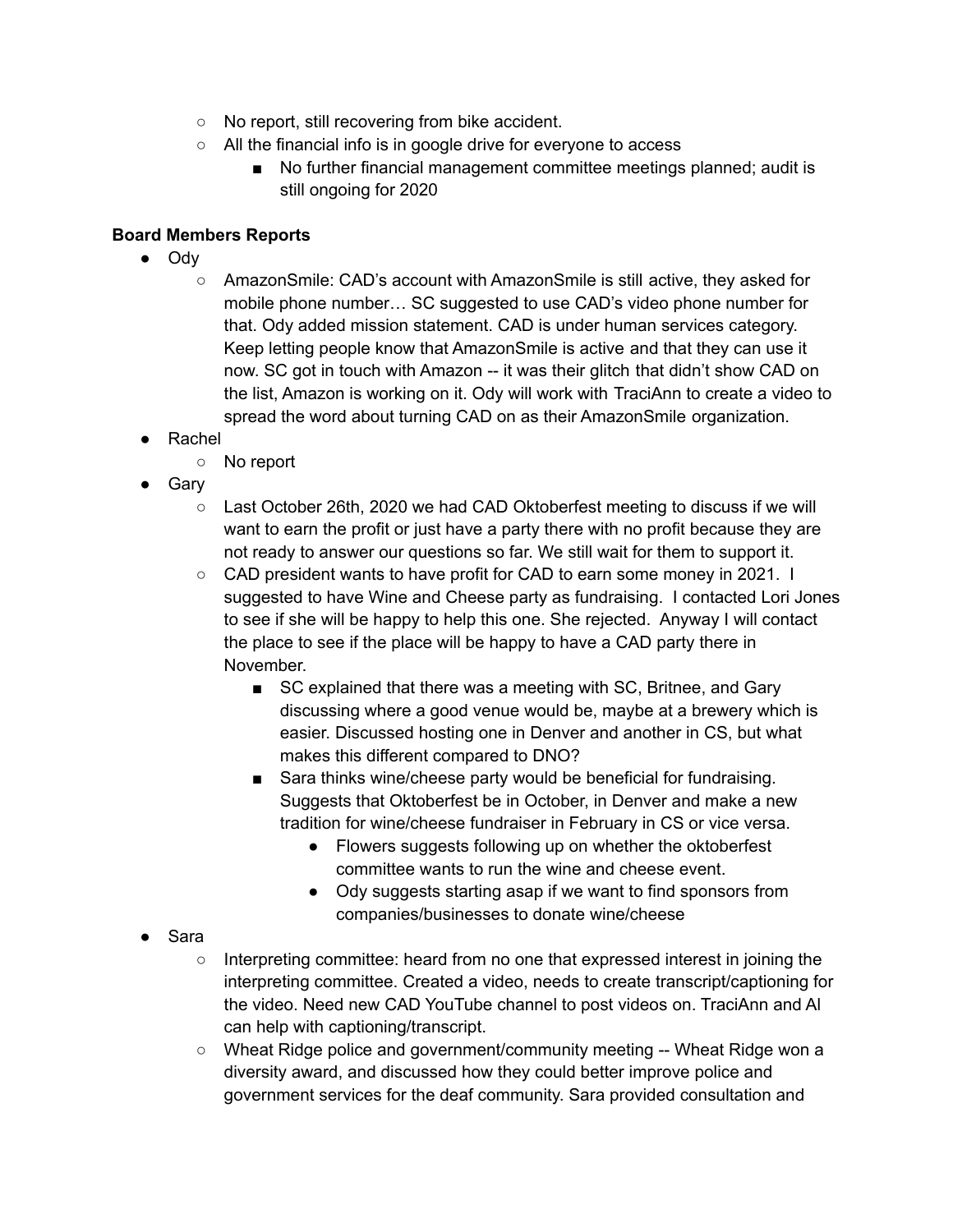- No report, still recovering from bike accident.
    - All the financial info is in google drive for everyone to access
        - No further financial management committee meetings planned; audit is still ongoing for 2020

**Board Members Reports**

- Ody
    - AmazonSmile: CAD's account with AmazonSmile is still active, they asked for mobile phone number… SC suggested to use CAD's video phone number for that. Ody added mission statement. CAD is under human services category. Keep letting people know that AmazonSmile is active and that they can use it now. SC got in touch with Amazon -- it was their glitch that didn't show CAD on the list, Amazon is working on it. Ody will work with TraciAnn to create a video to spread the word about turning CAD on as their AmazonSmile organization.
- Rachel
    - No report
- Gary
    - Last October 26th, 2020 we had CAD Oktoberfest meeting to discuss if we will want to earn the profit or just have a party there with no profit because they are not ready to answer our questions so far. We still wait for them to support it.
    - CAD president wants to have profit for CAD to earn some money in 2021. I suggested to have Wine and Cheese party as fundraising. I contacted Lori Jones to see if she will be happy to help this one. She rejected. Anyway I will contact the place to see if the place will be happy to have a CAD party there in November.
        - SC explained that there was a meeting with SC, Britnee, and Gary discussing where a good venue would be, maybe at a brewery which is easier. Discussed hosting one in Denver and another in CS, but what makes this different compared to DNO?
        - Sara thinks wine/cheese party would be beneficial for fundraising. Suggests that Oktoberfest be in October, in Denver and make a new tradition for wine/cheese fundraiser in February in CS or vice versa.
            - Flowers suggests following up on whether the oktoberfest committee wants to run the wine and cheese event.
            - Ody suggests starting asap if we want to find sponsors from companies/businesses to donate wine/cheese
- Sara
    - Interpreting committee: heard from no one that expressed interest in joining the interpreting committee. Created a video, needs to create transcript/captioning for the video. Need new CAD YouTube channel to post videos on. TraciAnn and Al can help with captioning/transcript.
    - Wheat Ridge police and government/community meeting -- Wheat Ridge won a diversity award, and discussed how they could better improve police and government services for the deaf community. Sara provided consultation and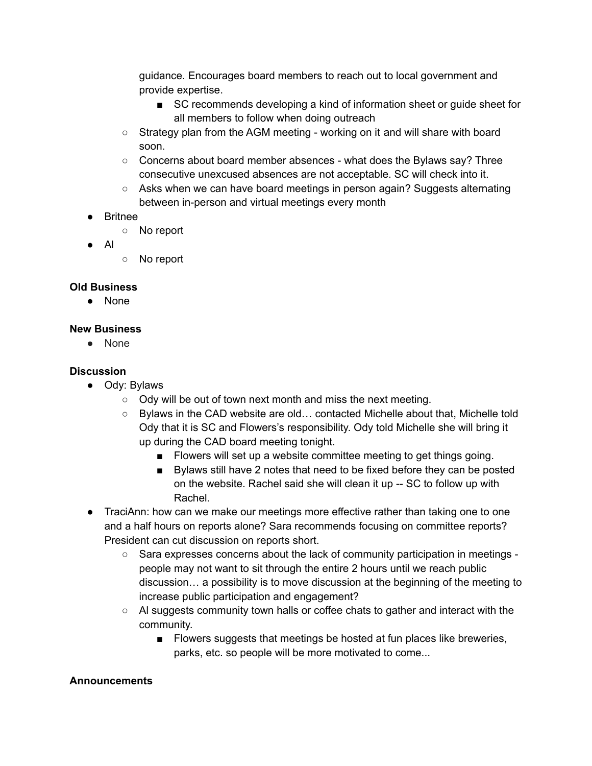- guidance. Encourages board members to reach out to local government and provide expertise.
                - SC recommends developing a kind of information sheet or guide sheet for all members to follow when doing outreach
        - Strategy plan from the AGM meeting - working on it and will share with board soon.
        - Concerns about board member absences - what does the Bylaws say? Three consecutive unexcused absences are not acceptable. SC will check into it.
        - Asks when we can have board meetings in person again? Suggests alternating between in-person and virtual meetings every month
- Britnee
    - No report
- Al
    - No report

**Old Business**

- None

**New Business**

- None

**Discussion**

- Ody: Bylaws
    - Ody will be out of town next month and miss the next meeting.
    - Bylaws in the CAD website are old… contacted Michelle about that, Michelle told Ody that it is SC and Flowers's responsibility. Ody told Michelle she will bring it up during the CAD board meeting tonight.
        - Flowers will set up a website committee meeting to get things going.
        - Bylaws still have 2 notes that need to be fixed before they can be posted on the website. Rachel said she will clean it up -- SC to follow up with Rachel.
- TraciAnn: how can we make our meetings more effective rather than taking one to one and a half hours on reports alone? Sara recommends focusing on committee reports? President can cut discussion on reports short.
    - Sara expresses concerns about the lack of community participation in meetings - people may not want to sit through the entire 2 hours until we reach public discussion… a possibility is to move discussion at the beginning of the meeting to increase public participation and engagement?
    - Al suggests community town halls or coffee chats to gather and interact with the community.
        - Flowers suggests that meetings be hosted at fun places like breweries, parks, etc. so people will be more motivated to come...

**Announcements**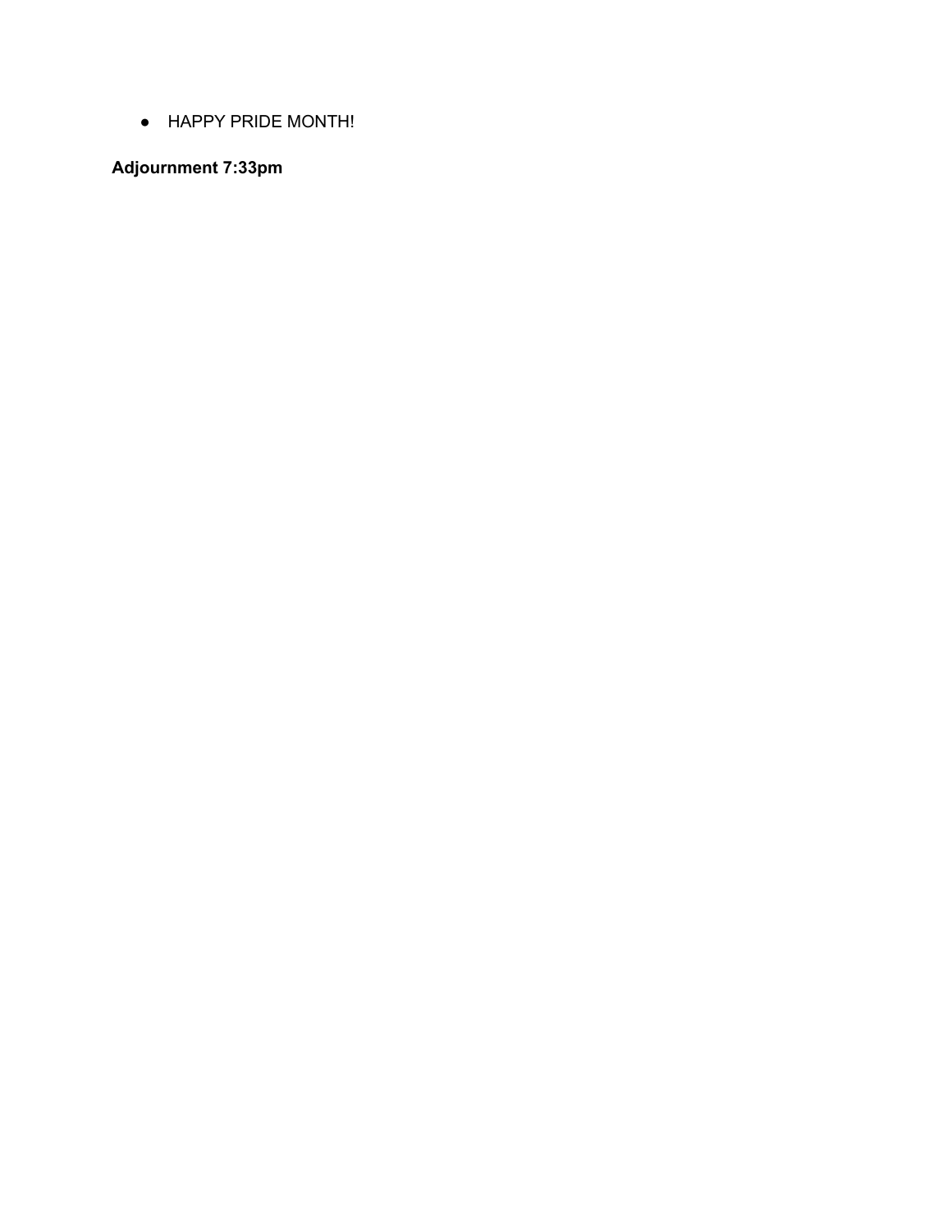- HAPPY PRIDE MONTH!

**Adjournment 7:33pm**